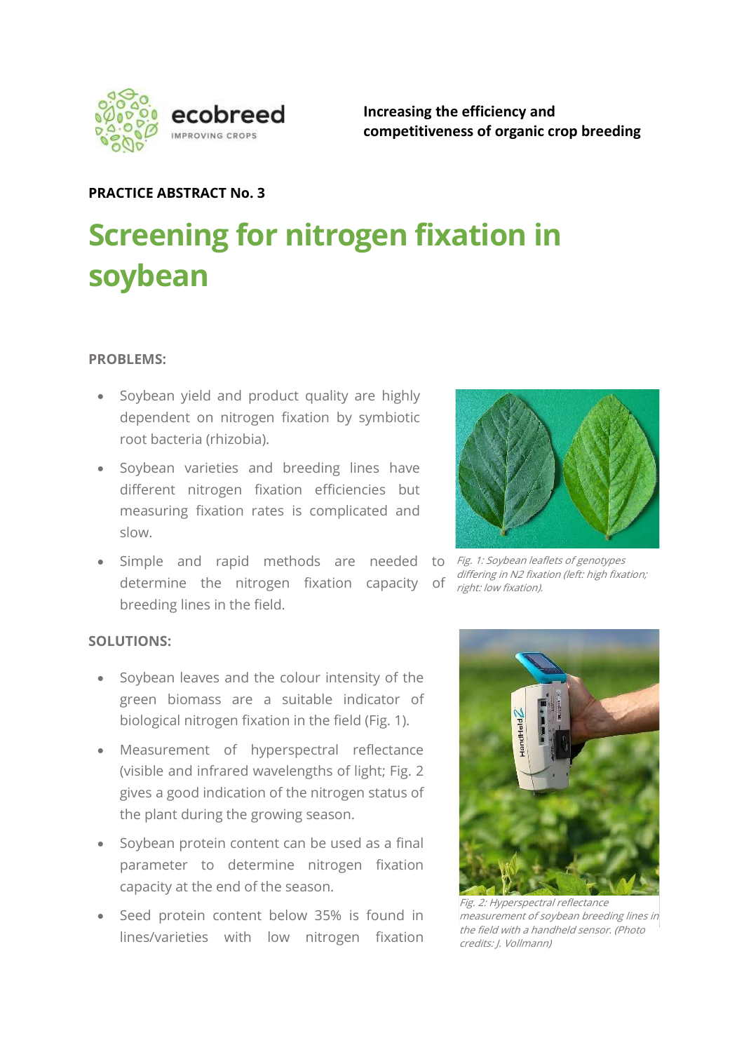ecobreed
IMPROVING CROPS

**Increasing the efficiency and competitiveness of organic crop breeding**

**PRACTICE ABSTRACT No. 3**

# Screening for nitrogen fixation in soybean

**PROBLEMS:**

- Soybean yield and product quality are highly dependent on nitrogen fixation by symbiotic root bacteria (rhizobia).
- Soybean varieties and breeding lines have different nitrogen fixation efficiencies but measuring fixation rates is complicated and slow.
- Simple and rapid methods are needed to determine the nitrogen fixation capacity of breeding lines in the field.

*Fig. 1: Soybean leaflets of genotypes differing in N2 fixation (left: high fixation; right: low fixation).*

**SOLUTIONS:**

- Soybean leaves and the colour intensity of the green biomass are a suitable indicator of biological nitrogen fixation in the field (Fig. 1).
- Measurement of hyperspectral reflectance (visible and infrared wavelengths of light; Fig. 2 gives a good indication of the nitrogen status of the plant during the growing season.
- Soybean protein content can be used as a final parameter to determine nitrogen fixation capacity at the end of the season.
- Seed protein content below 35% is found in lines/varieties with low nitrogen fixation

*Fig. 2: Hyperspectral reflectance measurement of soybean breeding lines in the field with a handheld sensor. (Photo credits: J. Vollmann)*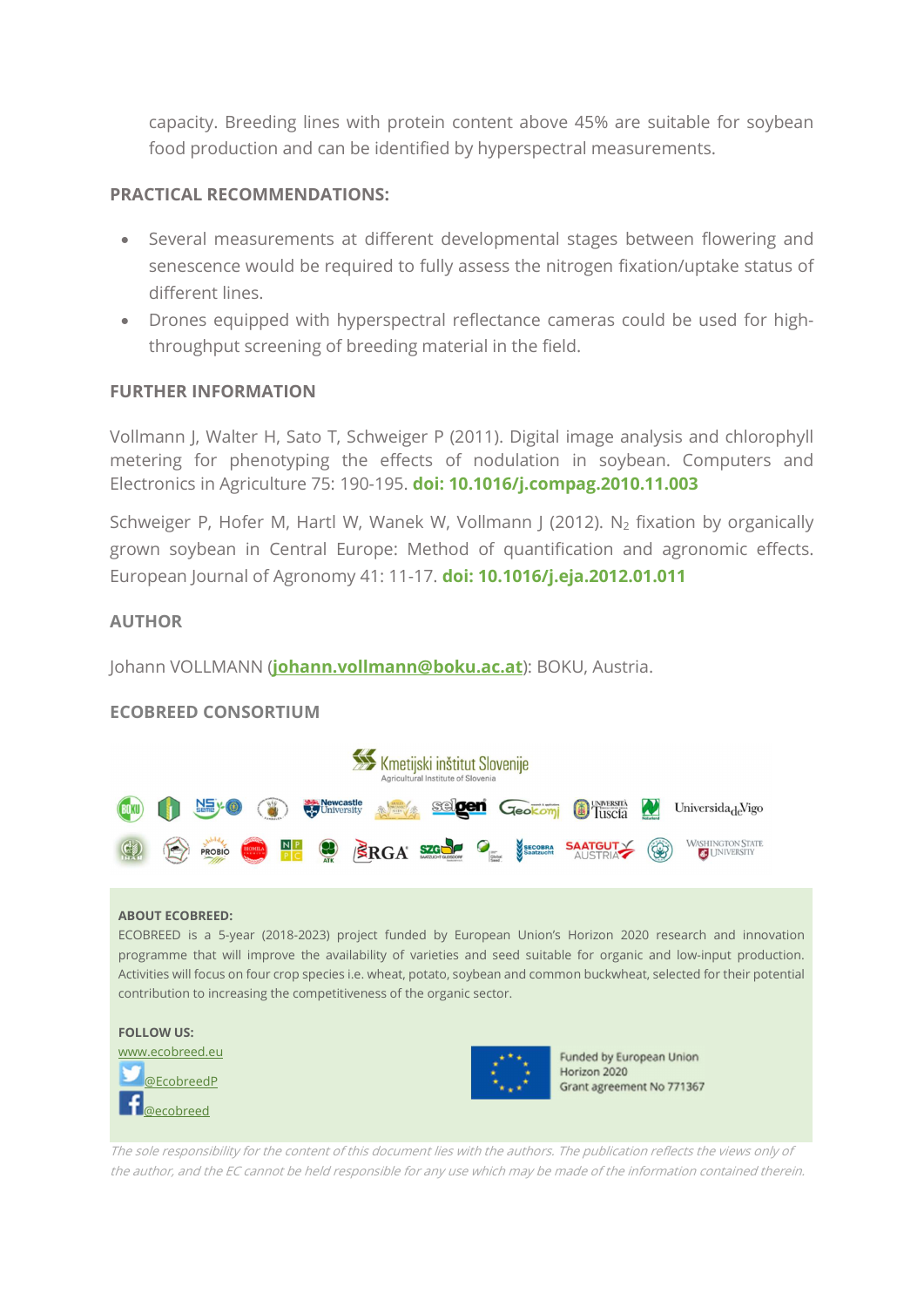capacity. Breeding lines with protein content above 45% are suitable for soybean food production and can be identified by hyperspectral measurements.

**PRACTICAL RECOMMENDATIONS:**

- Several measurements at different developmental stages between flowering and senescence would be required to fully assess the nitrogen fixation/uptake status of different lines.
- Drones equipped with hyperspectral reflectance cameras could be used for high-throughput screening of breeding material in the field.

**FURTHER INFORMATION**

Vollmann J, Walter H, Sato T, Schweiger P (2011). Digital image analysis and chlorophyll metering for phenotyping the effects of nodulation in soybean. Computers and Electronics in Agriculture 75: 190-195. **doi: 10.1016/j.compag.2010.11.003**

Schweiger P, Hofer M, Hartl W, Wanek W, Vollmann J (2012). $N_2$ fixation by organically grown soybean in Central Europe: Method of quantification and agronomic effects. European Journal of Agronomy 41: 11-17. **doi: 10.1016/j.eja.2012.01.011**

**AUTHOR**

Johann VOLLMANN (**johann.vollmann@boku.ac.at**): BOKU, Austria.

**ECOBREED CONSORTIUM**

**ABOUT ECOBREED:**
ECOBREED is a 5-year (2018-2023) project funded by European Union's Horizon 2020 research and innovation programme that will improve the availability of varieties and seed suitable for organic and low-input production. Activities will focus on four crop species i.e. wheat, potato, soybean and common buckwheat, selected for their potential contribution to increasing the competitiveness of the organic sector.

**FOLLOW US:**
www.ecobreed.eu
@EcobreedP
@ecobreed

Funded by European Union
Horizon 2020
Grant agreement No 771367

*The sole responsibility for the content of this document lies with the authors. The publication reflects the views only of the author, and the EC cannot be held responsible for any use which may be made of the information contained therein.*